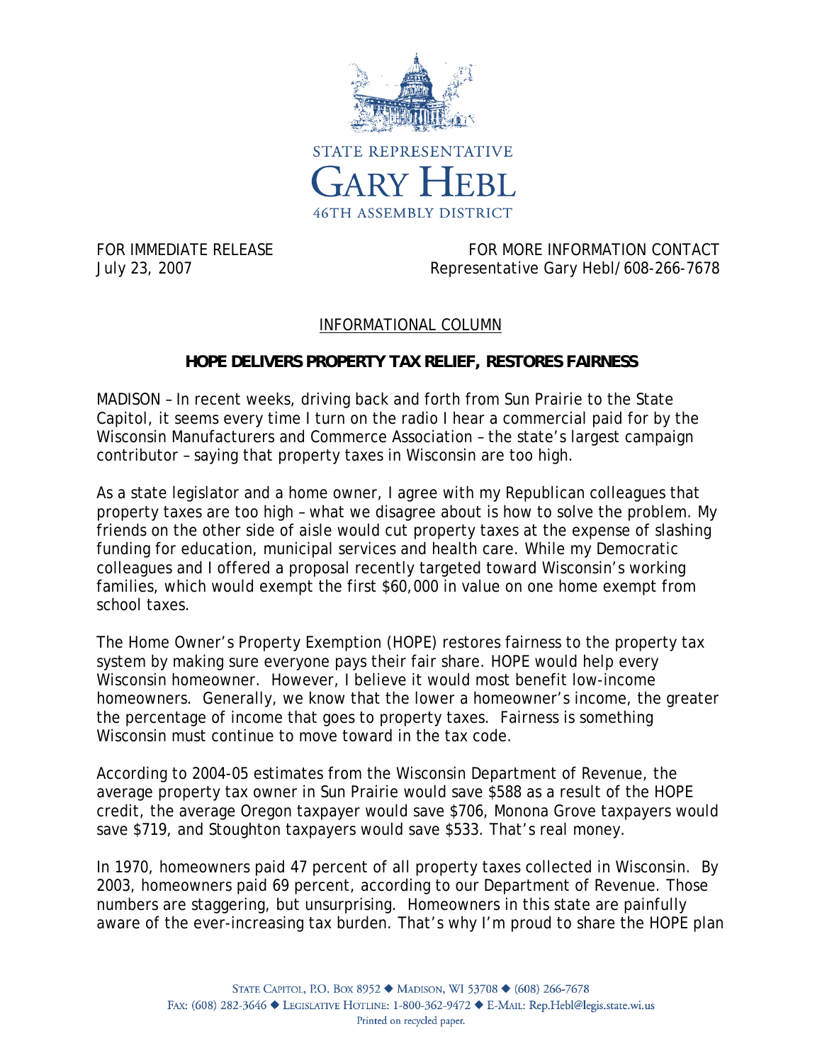STATE REPRESENTATIVE

# GARY HEBL

46TH ASSEMBLY DISTRICT

FOR IMMEDIATE RELEASE
July 23, 2007

FOR MORE INFORMATION CONTACT
Representative Gary Hebl/608-266-7678

INFORMATIONAL COLUMN

## HOPE DELIVERS PROPERTY TAX RELIEF, RESTORES FAIRNESS

MADISON – In recent weeks, driving back and forth from Sun Prairie to the State Capitol, it seems every time I turn on the radio I hear a commercial paid for by the Wisconsin Manufacturers and Commerce Association – the state's largest campaign contributor – saying that property taxes in Wisconsin are too high.

As a state legislator and a home owner, I agree with my Republican colleagues that property taxes are too high – what we disagree about is how to solve the problem. My friends on the other side of aisle would cut property taxes at the expense of slashing funding for education, municipal services and health care. While my Democratic colleagues and I offered a proposal recently targeted toward Wisconsin's working families, which would exempt the first $60,000 in value on one home exempt from school taxes.

The Home Owner's Property Exemption (HOPE) restores fairness to the property tax system by making sure everyone pays their fair share. HOPE would help every Wisconsin homeowner. However, I believe it would most benefit low-income homeowners. Generally, we know that the lower a homeowner's income, the greater the percentage of income that goes to property taxes. Fairness is something Wisconsin must continue to move toward in the tax code.

According to 2004-05 estimates from the Wisconsin Department of Revenue, the average property tax owner in Sun Prairie would save $588 as a result of the HOPE credit, the average Oregon taxpayer would save $706, Monona Grove taxpayers would save $719, and Stoughton taxpayers would save $533. That's real money.

In 1970, homeowners paid 47 percent of all property taxes collected in Wisconsin. By 2003, homeowners paid 69 percent, according to our Department of Revenue. Those numbers are staggering, but unsurprising. Homeowners in this state are painfully aware of the ever-increasing tax burden. That's why I'm proud to share the HOPE plan

STATE CAPITOL, P.O. BOX 8952 ◆ MADISON, WI 53708 ◆ (608) 266-7678
FAX: (608) 282-3646 ◆ LEGISLATIVE HOTLINE: 1-800-362-9472 ◆ E-MAIL: Rep.Hebl@legis.state.wi.us
Printed on recycled paper.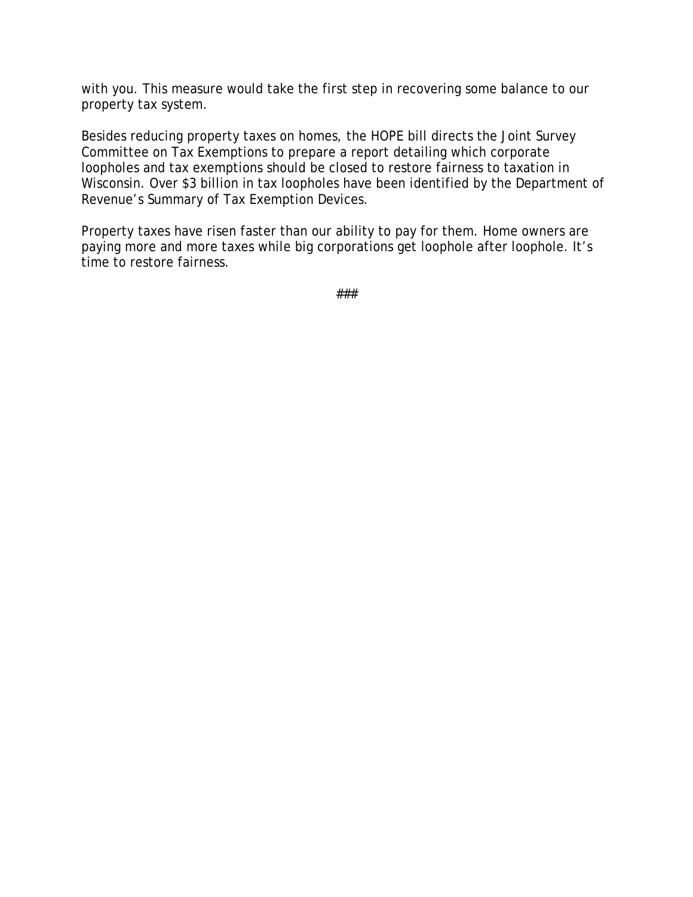with you. This measure would take the first step in recovering some balance to our property tax system.

Besides reducing property taxes on homes, the HOPE bill directs the Joint Survey Committee on Tax Exemptions to prepare a report detailing which corporate loopholes and tax exemptions should be closed to restore fairness to taxation in Wisconsin. Over $3 billion in tax loopholes have been identified by the Department of Revenue's Summary of Tax Exemption Devices.

Property taxes have risen faster than our ability to pay for them. Home owners are paying more and more taxes while big corporations get loophole after loophole. It's time to restore fairness.

###